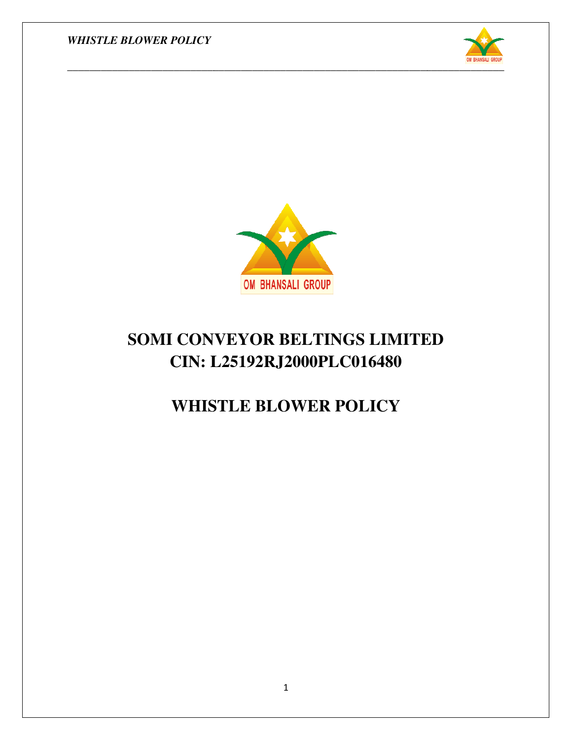OM BHANSALI GROUP

# SOMI CONVEYOR BELTINGS LIMITED
# CIN: L25192RJ2000PLC016480

# WHISTLE BLOWER POLICY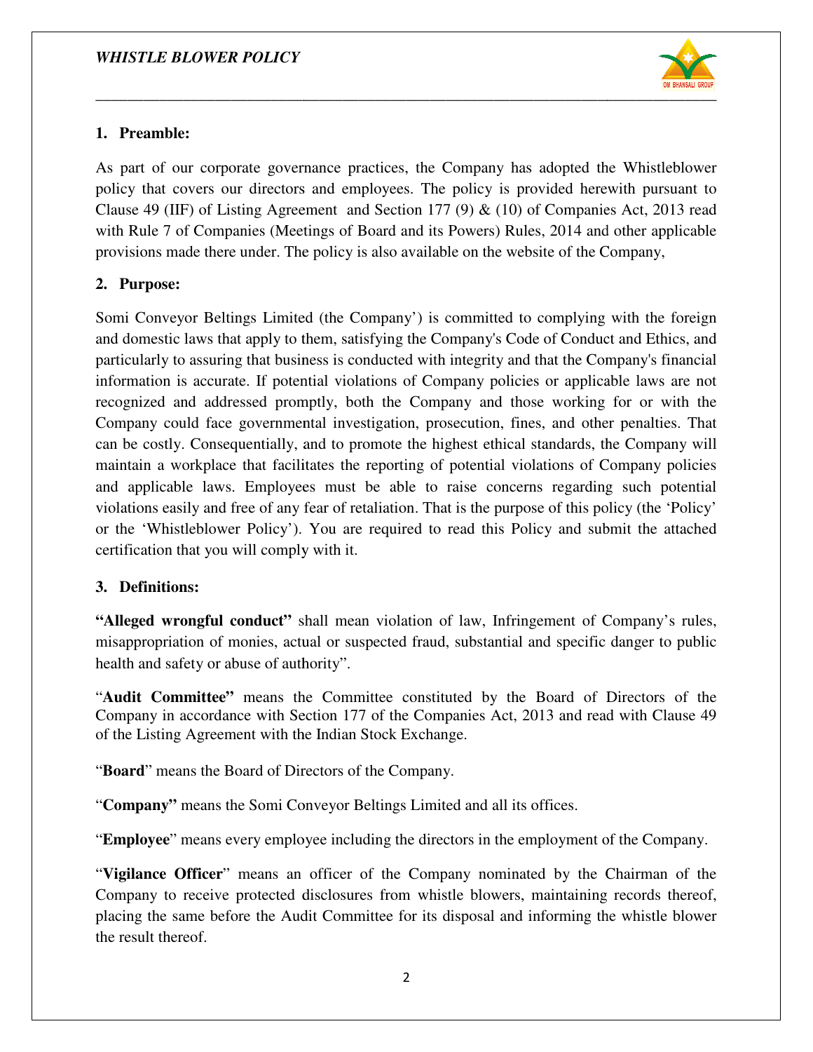## 1. Preamble:

As part of our corporate governance practices, the Company has adopted the Whistleblower policy that covers our directors and employees. The policy is provided herewith pursuant to Clause 49 (IIF) of Listing Agreement and Section 177 (9) & (10) of Companies Act, 2013 read with Rule 7 of Companies (Meetings of Board and its Powers) Rules, 2014 and other applicable provisions made there under. The policy is also available on the website of the Company,

## 2. Purpose:

Somi Conveyor Beltings Limited (the Company') is committed to complying with the foreign and domestic laws that apply to them, satisfying the Company's Code of Conduct and Ethics, and particularly to assuring that business is conducted with integrity and that the Company's financial information is accurate. If potential violations of Company policies or applicable laws are not recognized and addressed promptly, both the Company and those working for or with the Company could face governmental investigation, prosecution, fines, and other penalties. That can be costly. Consequentially, and to promote the highest ethical standards, the Company will maintain a workplace that facilitates the reporting of potential violations of Company policies and applicable laws. Employees must be able to raise concerns regarding such potential violations easily and free of any fear of retaliation. That is the purpose of this policy (the 'Policy' or the 'Whistleblower Policy'). You are required to read this Policy and submit the attached certification that you will comply with it.

## 3. Definitions:

**"Alleged wrongful conduct"** shall mean violation of law, Infringement of Company's rules, misappropriation of monies, actual or suspected fraud, substantial and specific danger to public health and safety or abuse of authority".

"**Audit Committee"** means the Committee constituted by the Board of Directors of the Company in accordance with Section 177 of the Companies Act, 2013 and read with Clause 49 of the Listing Agreement with the Indian Stock Exchange.

"**Board**" means the Board of Directors of the Company.

"**Company"** means the Somi Conveyor Beltings Limited and all its offices.

"**Employee**" means every employee including the directors in the employment of the Company.

"**Vigilance Officer**" means an officer of the Company nominated by the Chairman of the Company to receive protected disclosures from whistle blowers, maintaining records thereof, placing the same before the Audit Committee for its disposal and informing the whistle blower the result thereof.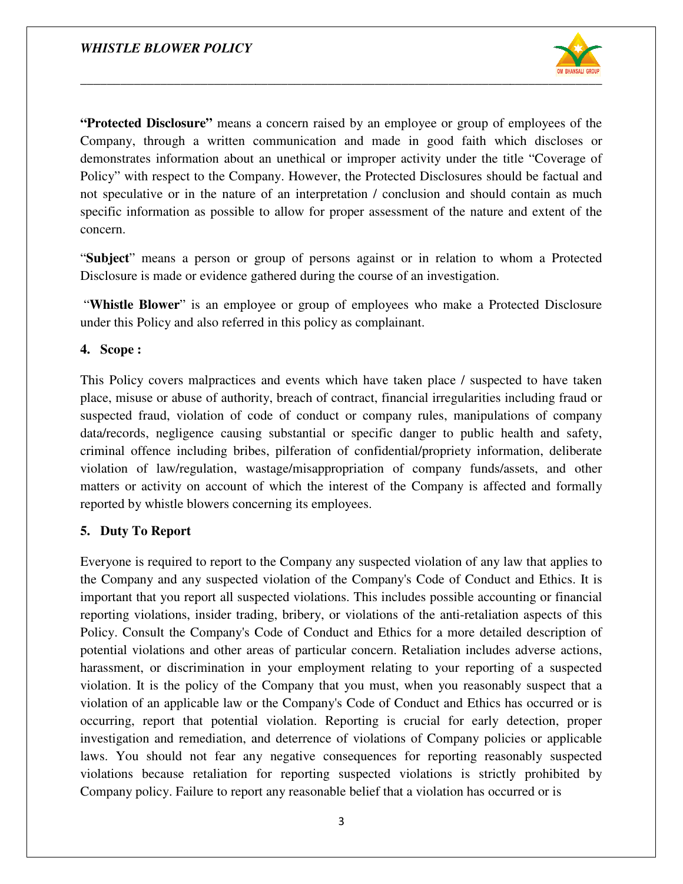**"Protected Disclosure"** means a concern raised by an employee or group of employees of the Company, through a written communication and made in good faith which discloses or demonstrates information about an unethical or improper activity under the title "Coverage of Policy" with respect to the Company. However, the Protected Disclosures should be factual and not speculative or in the nature of an interpretation / conclusion and should contain as much specific information as possible to allow for proper assessment of the nature and extent of the concern.

"**Subject**" means a person or group of persons against or in relation to whom a Protected Disclosure is made or evidence gathered during the course of an investigation.

"**Whistle Blower**" is an employee or group of employees who make a Protected Disclosure under this Policy and also referred in this policy as complainant.

## 4. Scope :

This Policy covers malpractices and events which have taken place / suspected to have taken place, misuse or abuse of authority, breach of contract, financial irregularities including fraud or suspected fraud, violation of code of conduct or company rules, manipulations of company data/records, negligence causing substantial or specific danger to public health and safety, criminal offence including bribes, pilferation of confidential/propriety information, deliberate violation of law/regulation, wastage/misappropriation of company funds/assets, and other matters or activity on account of which the interest of the Company is affected and formally reported by whistle blowers concerning its employees.

## 5. Duty To Report

Everyone is required to report to the Company any suspected violation of any law that applies to the Company and any suspected violation of the Company's Code of Conduct and Ethics. It is important that you report all suspected violations. This includes possible accounting or financial reporting violations, insider trading, bribery, or violations of the anti-retaliation aspects of this Policy. Consult the Company's Code of Conduct and Ethics for a more detailed description of potential violations and other areas of particular concern. Retaliation includes adverse actions, harassment, or discrimination in your employment relating to your reporting of a suspected violation. It is the policy of the Company that you must, when you reasonably suspect that a violation of an applicable law or the Company's Code of Conduct and Ethics has occurred or is occurring, report that potential violation. Reporting is crucial for early detection, proper investigation and remediation, and deterrence of violations of Company policies or applicable laws. You should not fear any negative consequences for reporting reasonably suspected violations because retaliation for reporting suspected violations is strictly prohibited by Company policy. Failure to report any reasonable belief that a violation has occurred or is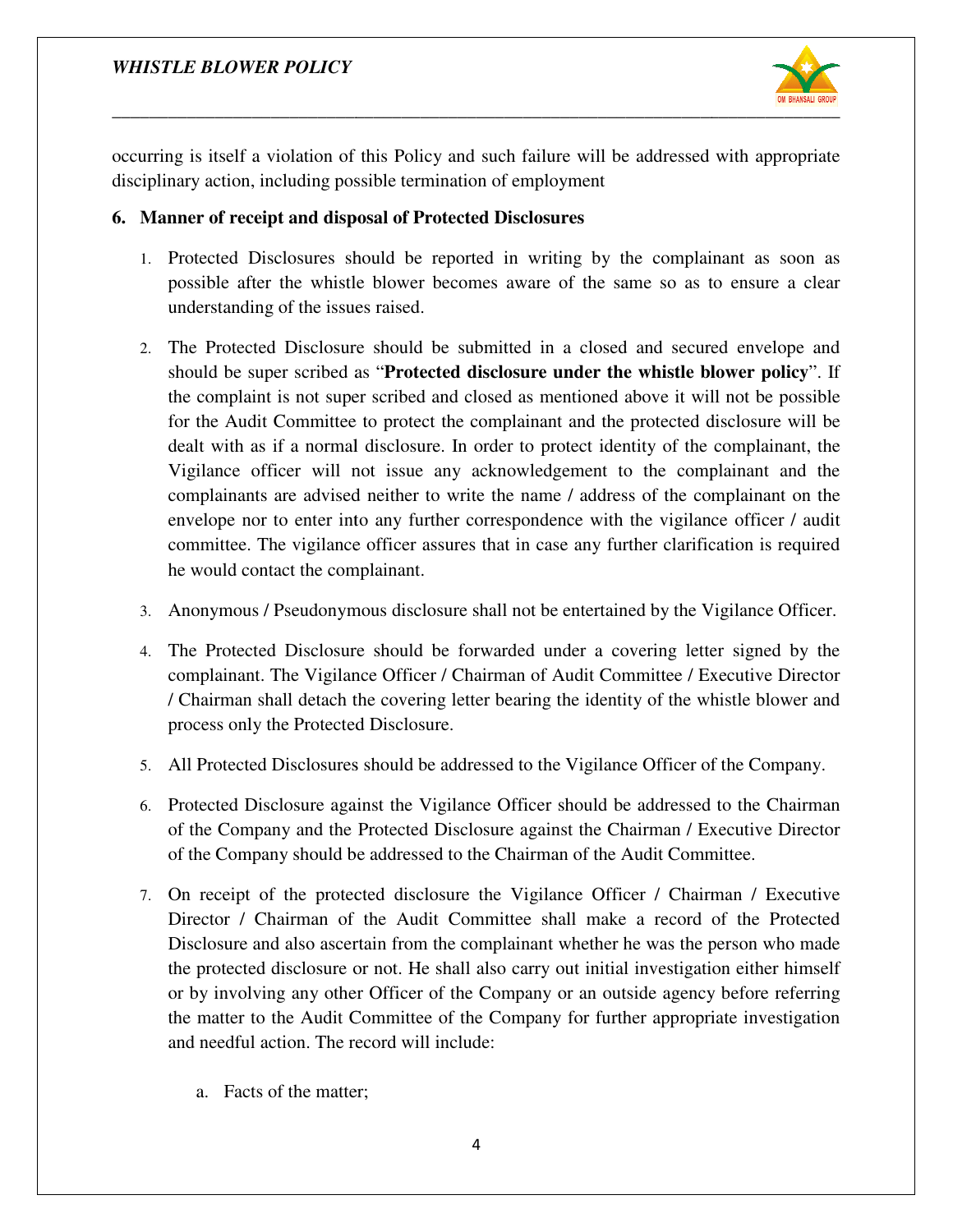occurring is itself a violation of this Policy and such failure will be addressed with appropriate disciplinary action, including possible termination of employment

**6. Manner of receipt and disposal of Protected Disclosures**

1. Protected Disclosures should be reported in writing by the complainant as soon as possible after the whistle blower becomes aware of the same so as to ensure a clear understanding of the issues raised.

2. The Protected Disclosure should be submitted in a closed and secured envelope and should be super scribed as "**Protected disclosure under the whistle blower policy**". If the complaint is not super scribed and closed as mentioned above it will not be possible for the Audit Committee to protect the complainant and the protected disclosure will be dealt with as if a normal disclosure. In order to protect identity of the complainant, the Vigilance officer will not issue any acknowledgement to the complainant and the complainants are advised neither to write the name / address of the complainant on the envelope nor to enter into any further correspondence with the vigilance officer / audit committee. The vigilance officer assures that in case any further clarification is required he would contact the complainant.

3. Anonymous / Pseudonymous disclosure shall not be entertained by the Vigilance Officer.

4. The Protected Disclosure should be forwarded under a covering letter signed by the complainant. The Vigilance Officer / Chairman of Audit Committee / Executive Director / Chairman shall detach the covering letter bearing the identity of the whistle blower and process only the Protected Disclosure.

5. All Protected Disclosures should be addressed to the Vigilance Officer of the Company.

6. Protected Disclosure against the Vigilance Officer should be addressed to the Chairman of the Company and the Protected Disclosure against the Chairman / Executive Director of the Company should be addressed to the Chairman of the Audit Committee.

7. On receipt of the protected disclosure the Vigilance Officer / Chairman / Executive Director / Chairman of the Audit Committee shall make a record of the Protected Disclosure and also ascertain from the complainant whether he was the person who made the protected disclosure or not. He shall also carry out initial investigation either himself or by involving any other Officer of the Company or an outside agency before referring the matter to the Audit Committee of the Company for further appropriate investigation and needful action. The record will include:

    a. Facts of the matter;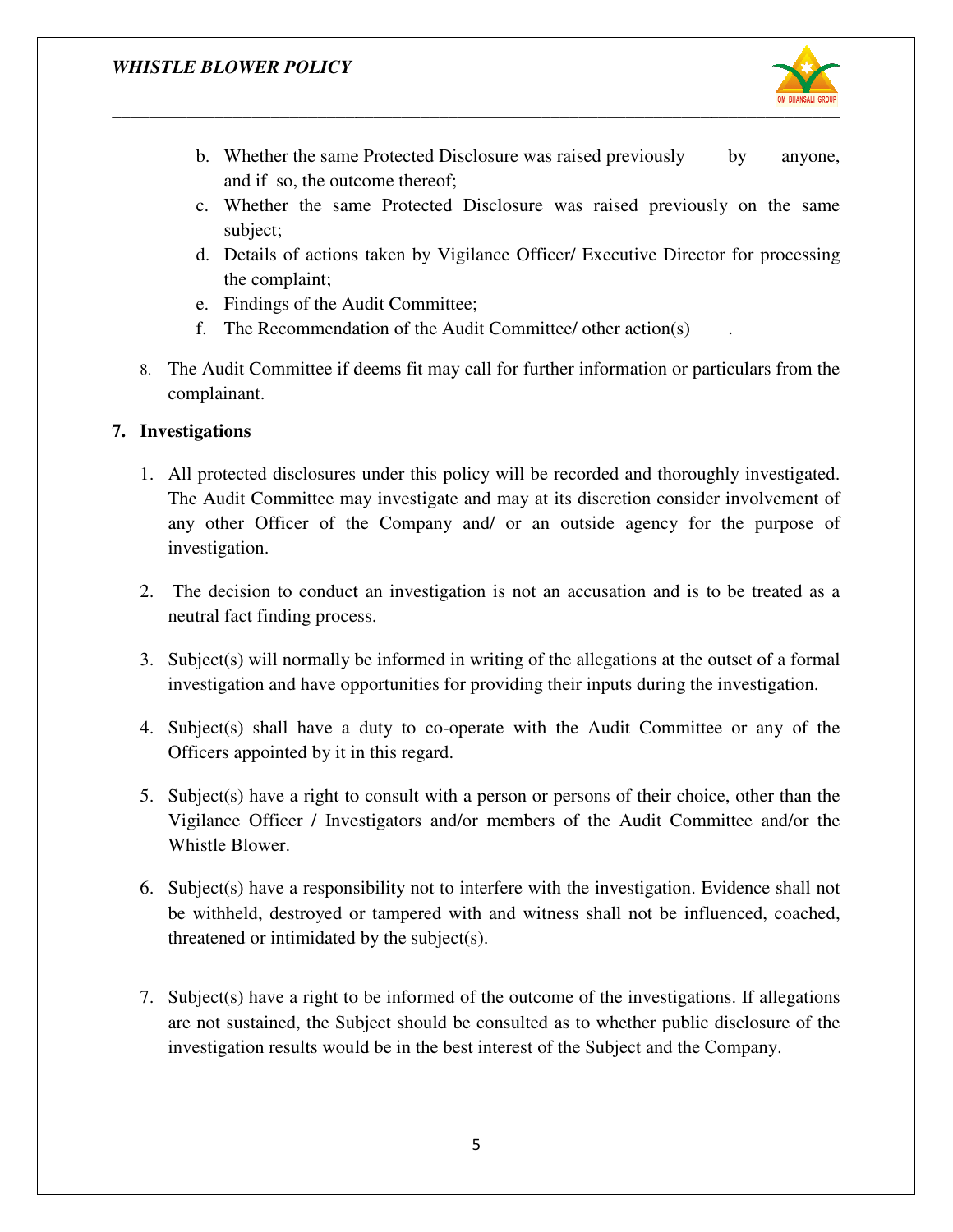b. Whether the same Protected Disclosure was raised previously by anyone, and if so, the outcome thereof;
c. Whether the same Protected Disclosure was raised previously on the same subject;
d. Details of actions taken by Vigilance Officer/ Executive Director for processing the complaint;
e. Findings of the Audit Committee;
f. The Recommendation of the Audit Committee/ other action(s) .

8. The Audit Committee if deems fit may call for further information or particulars from the complainant.

**7. Investigations**

1. All protected disclosures under this policy will be recorded and thoroughly investigated. The Audit Committee may investigate and may at its discretion consider involvement of any other Officer of the Company and/ or an outside agency for the purpose of investigation.

2. The decision to conduct an investigation is not an accusation and is to be treated as a neutral fact finding process.

3. Subject(s) will normally be informed in writing of the allegations at the outset of a formal investigation and have opportunities for providing their inputs during the investigation.

4. Subject(s) shall have a duty to co-operate with the Audit Committee or any of the Officers appointed by it in this regard.

5. Subject(s) have a right to consult with a person or persons of their choice, other than the Vigilance Officer / Investigators and/or members of the Audit Committee and/or the Whistle Blower.

6. Subject(s) have a responsibility not to interfere with the investigation. Evidence shall not be withheld, destroyed or tampered with and witness shall not be influenced, coached, threatened or intimidated by the subject(s).

7. Subject(s) have a right to be informed of the outcome of the investigations. If allegations are not sustained, the Subject should be consulted as to whether public disclosure of the investigation results would be in the best interest of the Subject and the Company.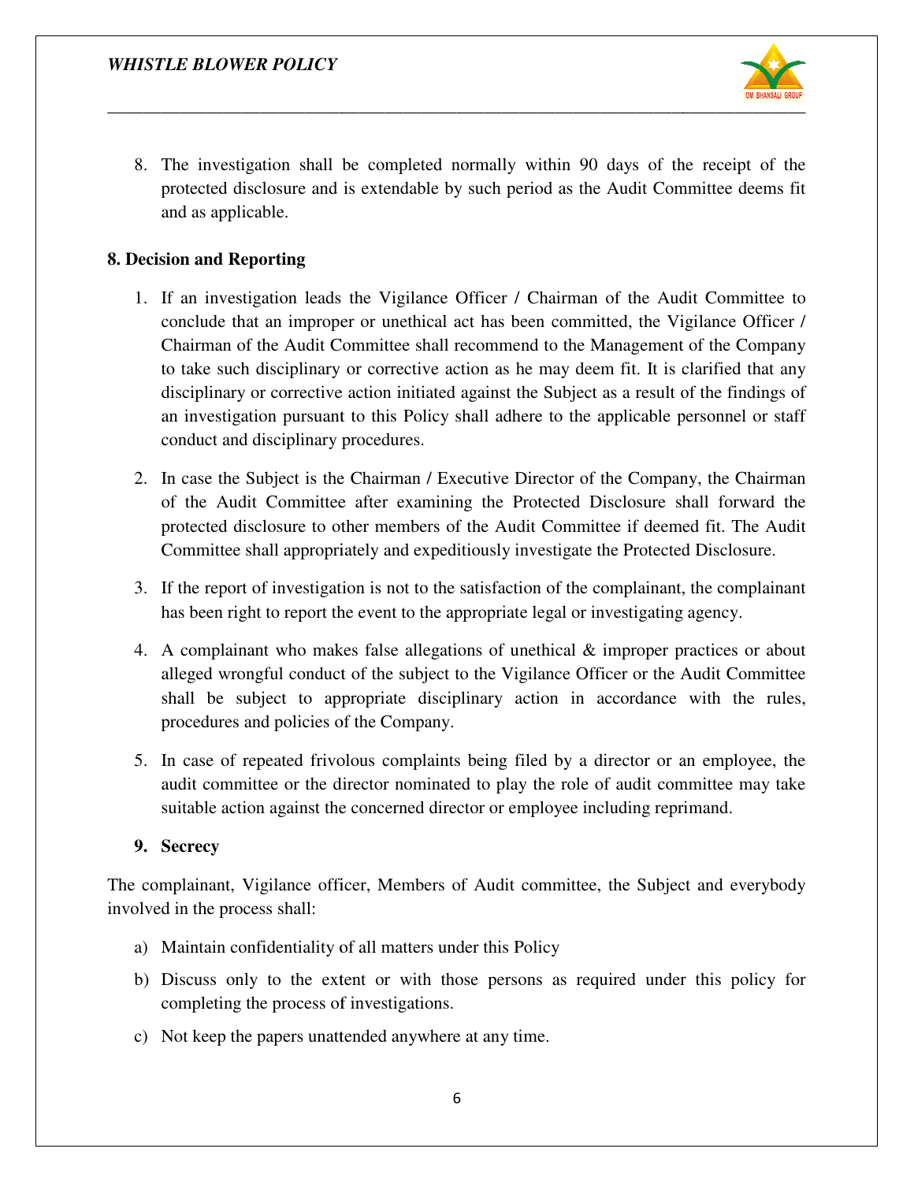8. The investigation shall be completed normally within 90 days of the receipt of the protected disclosure and is extendable by such period as the Audit Committee deems fit and as applicable.

## 8. Decision and Reporting

1. If an investigation leads the Vigilance Officer / Chairman of the Audit Committee to conclude that an improper or unethical act has been committed, the Vigilance Officer / Chairman of the Audit Committee shall recommend to the Management of the Company to take such disciplinary or corrective action as he may deem fit. It is clarified that any disciplinary or corrective action initiated against the Subject as a result of the findings of an investigation pursuant to this Policy shall adhere to the applicable personnel or staff conduct and disciplinary procedures.

2. In case the Subject is the Chairman / Executive Director of the Company, the Chairman of the Audit Committee after examining the Protected Disclosure shall forward the protected disclosure to other members of the Audit Committee if deemed fit. The Audit Committee shall appropriately and expeditiously investigate the Protected Disclosure.

3. If the report of investigation is not to the satisfaction of the complainant, the complainant has been right to report the event to the appropriate legal or investigating agency.

4. A complainant who makes false allegations of unethical & improper practices or about alleged wrongful conduct of the subject to the Vigilance Officer or the Audit Committee shall be subject to appropriate disciplinary action in accordance with the rules, procedures and policies of the Company.

5. In case of repeated frivolous complaints being filed by a director or an employee, the audit committee or the director nominated to play the role of audit committee may take suitable action against the concerned director or employee including reprimand.

## 9. Secrecy

The complainant, Vigilance officer, Members of Audit committee, the Subject and everybody involved in the process shall:

a) Maintain confidentiality of all matters under this Policy

b) Discuss only to the extent or with those persons as required under this policy for completing the process of investigations.

c) Not keep the papers unattended anywhere at any time.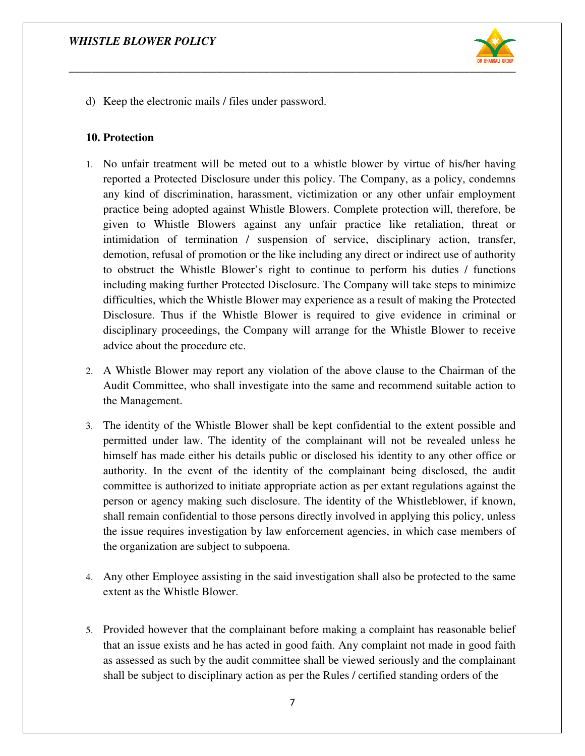d) Keep the electronic mails / files under password.

**10. Protection**

1. No unfair treatment will be meted out to a whistle blower by virtue of his/her having reported a Protected Disclosure under this policy. The Company, as a policy, condemns any kind of discrimination, harassment, victimization or any other unfair employment practice being adopted against Whistle Blowers. Complete protection will, therefore, be given to Whistle Blowers against any unfair practice like retaliation, threat or intimidation of termination / suspension of service, disciplinary action, transfer, demotion, refusal of promotion or the like including any direct or indirect use of authority to obstruct the Whistle Blower's right to continue to perform his duties / functions including making further Protected Disclosure. The Company will take steps to minimize difficulties, which the Whistle Blower may experience as a result of making the Protected Disclosure. Thus if the Whistle Blower is required to give evidence in criminal or disciplinary proceedings, the Company will arrange for the Whistle Blower to receive advice about the procedure etc.

2. A Whistle Blower may report any violation of the above clause to the Chairman of the Audit Committee, who shall investigate into the same and recommend suitable action to the Management.

3. The identity of the Whistle Blower shall be kept confidential to the extent possible and permitted under law. The identity of the complainant will not be revealed unless he himself has made either his details public or disclosed his identity to any other office or authority. In the event of the identity of the complainant being disclosed, the audit committee is authorized to initiate appropriate action as per extant regulations against the person or agency making such disclosure. The identity of the Whistleblower, if known, shall remain confidential to those persons directly involved in applying this policy, unless the issue requires investigation by law enforcement agencies, in which case members of the organization are subject to subpoena.

4. Any other Employee assisting in the said investigation shall also be protected to the same extent as the Whistle Blower.

5. Provided however that the complainant before making a complaint has reasonable belief that an issue exists and he has acted in good faith. Any complaint not made in good faith as assessed as such by the audit committee shall be viewed seriously and the complainant shall be subject to disciplinary action as per the Rules / certified standing orders of the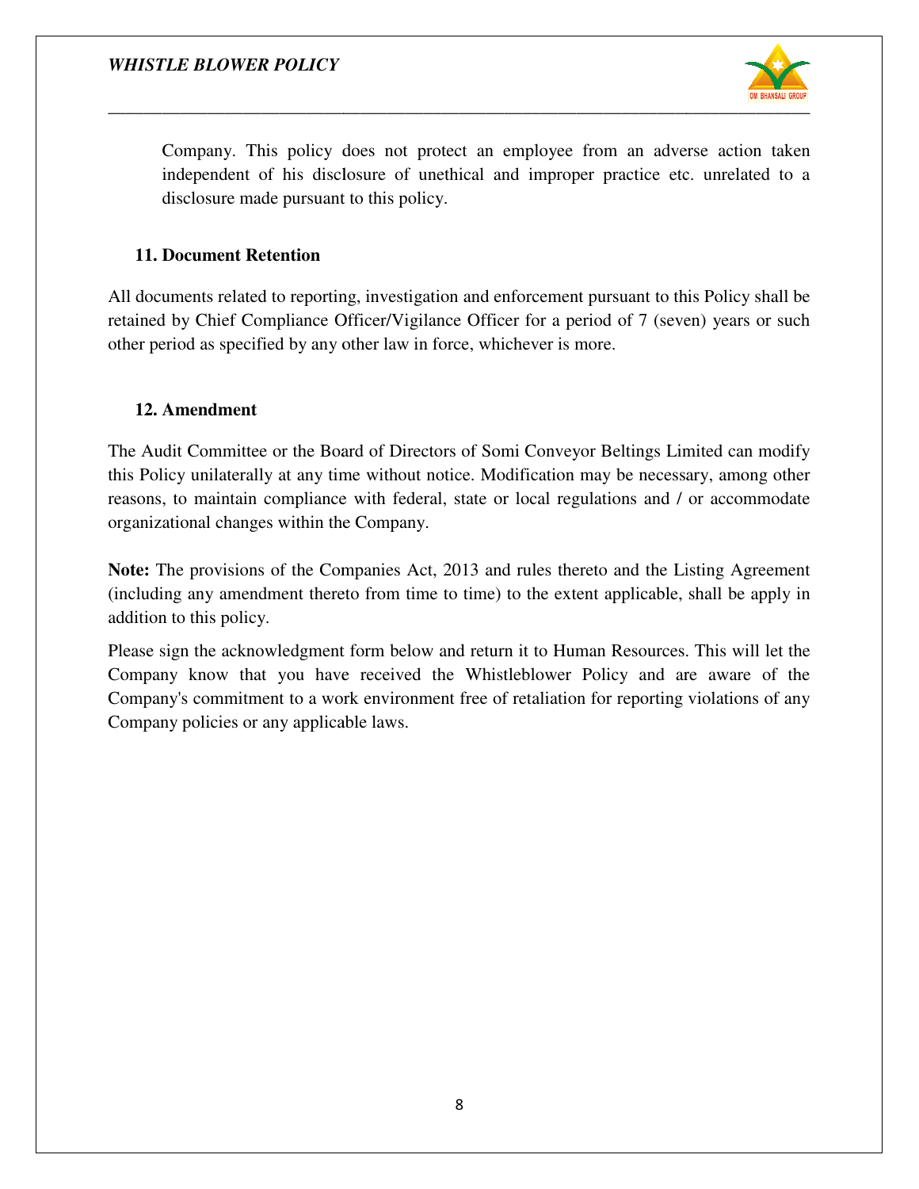Company. This policy does not protect an employee from an adverse action taken independent of his disclosure of unethical and improper practice etc. unrelated to a disclosure made pursuant to this policy.

## 11. Document Retention

All documents related to reporting, investigation and enforcement pursuant to this Policy shall be retained by Chief Compliance Officer/Vigilance Officer for a period of 7 (seven) years or such other period as specified by any other law in force, whichever is more.

## 12. Amendment

The Audit Committee or the Board of Directors of Somi Conveyor Beltings Limited can modify this Policy unilaterally at any time without notice. Modification may be necessary, among other reasons, to maintain compliance with federal, state or local regulations and / or accommodate organizational changes within the Company.

**Note:** The provisions of the Companies Act, 2013 and rules thereto and the Listing Agreement (including any amendment thereto from time to time) to the extent applicable, shall be apply in addition to this policy.

Please sign the acknowledgment form below and return it to Human Resources. This will let the Company know that you have received the Whistleblower Policy and are aware of the Company's commitment to a work environment free of retaliation for reporting violations of any Company policies or any applicable laws.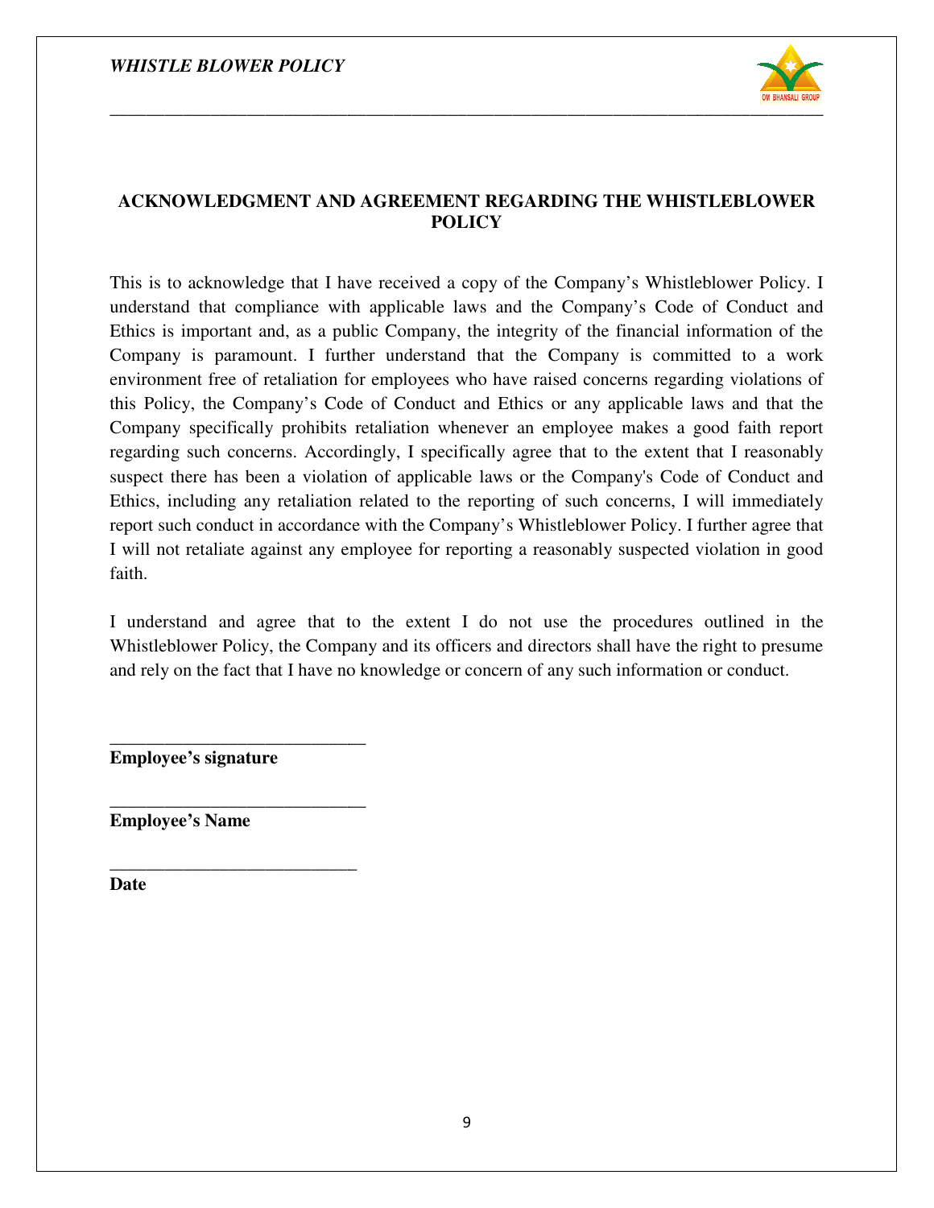## ACKNOWLEDGMENT AND AGREEMENT REGARDING THE WHISTLEBLOWER POLICY

This is to acknowledge that I have received a copy of the Company's Whistleblower Policy. I understand that compliance with applicable laws and the Company's Code of Conduct and Ethics is important and, as a public Company, the integrity of the financial information of the Company is paramount. I further understand that the Company is committed to a work environment free of retaliation for employees who have raised concerns regarding violations of this Policy, the Company's Code of Conduct and Ethics or any applicable laws and that the Company specifically prohibits retaliation whenever an employee makes a good faith report regarding such concerns. Accordingly, I specifically agree that to the extent that I reasonably suspect there has been a violation of applicable laws or the Company's Code of Conduct and Ethics, including any retaliation related to the reporting of such concerns, I will immediately report such conduct in accordance with the Company's Whistleblower Policy. I further agree that I will not retaliate against any employee for reporting a reasonably suspected violation in good faith.

I understand and agree that to the extent I do not use the procedures outlined in the Whistleblower Policy, the Company and its officers and directors shall have the right to presume and rely on the fact that I have no knowledge or concern of any such information or conduct.

____________________________

**Employee's signature**

____________________________

**Employee's Name**

____________________________

**Date**